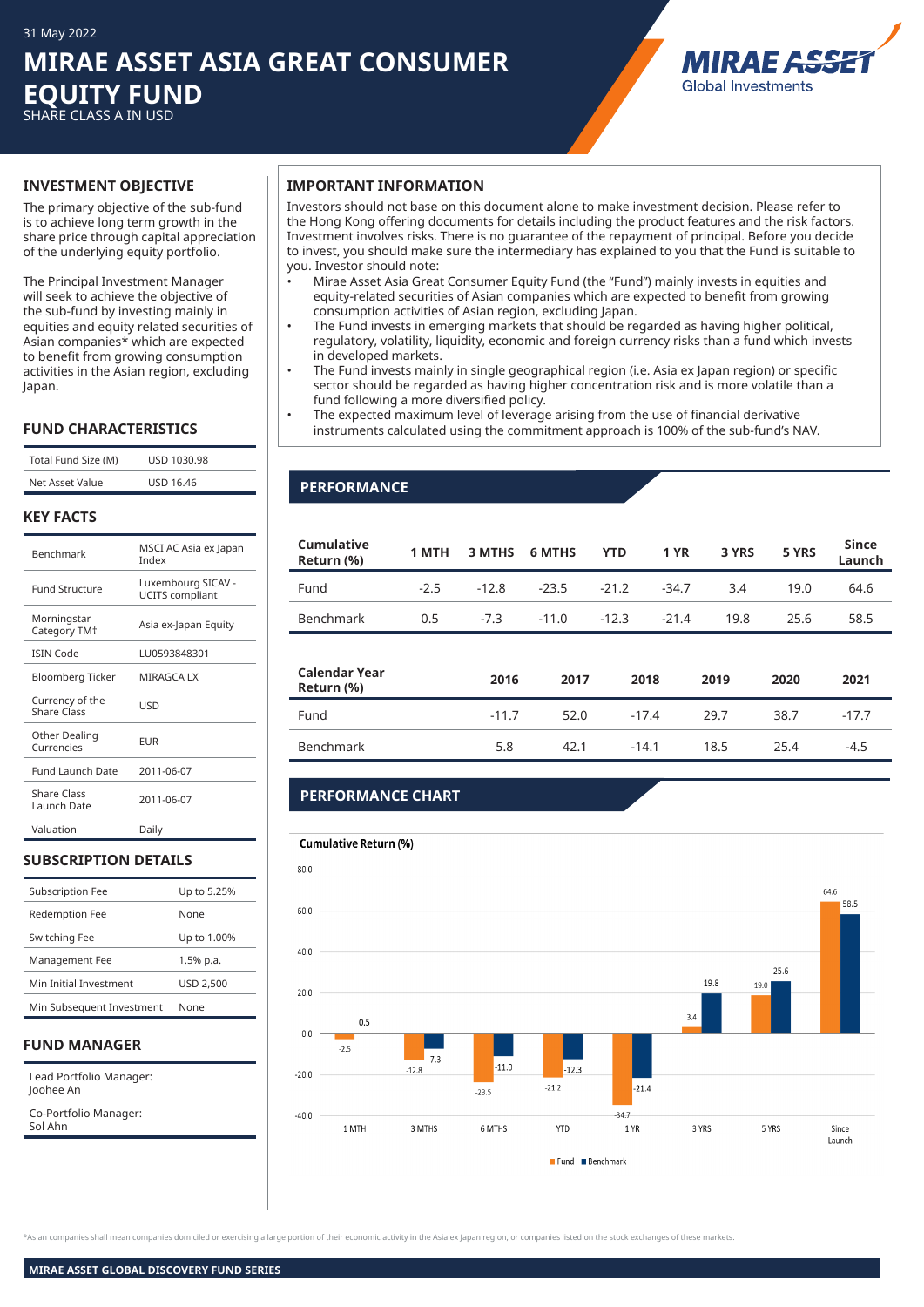31 May 2022

# MIRAE ASSET ASIA GREAT CONSUMER EQUITY FUND

SHARE CLASS A IN USD

## INVESTMENT OBJECTIVE

The primary objective of the sub-fund is to achieve long term growth in the share price through capital appreciation of the underlying equity portfolio.

The Principal Investment Manager will seek to achieve the objective of the sub-fund by investing mainly in equities and equity related securities of Asian companies* which are expected to benefit from growing consumption activities in the Asian region, excluding Japan.

## FUND CHARACTERISTICS

| | |
|---|---|
| Total Fund Size (M) | USD 1030.98 |
| Net Asset Value | USD 16.46 |

## KEY FACTS

| | |
|---|---|
| Benchmark | MSCI AC Asia ex Japan Index |
| Fund Structure | Luxembourg SICAV - UCITS compliant |
| Morningstar Category TM† | Asia ex-Japan Equity |
| ISIN Code | LU0593848301 |
| Bloomberg Ticker | MIRAGCA LX |
| Currency of the Share Class | USD |
| Other Dealing Currencies | EUR |
| Fund Launch Date | 2011-06-07 |
| Share Class Launch Date | 2011-06-07 |
| Valuation | Daily |

## SUBSCRIPTION DETAILS

| | |
|---|---|
| Subscription Fee | Up to 5.25% |
| Redemption Fee | None |
| Switching Fee | Up to 1.00% |
| Management Fee | 1.5% p.a. |
| Min Initial Investment | USD 2,500 |
| Min Subsequent Investment | None |

## FUND MANAGER

Lead Portfolio Manager:
Joohee An

Co-Portfolio Manager:
Sol Ahn

## IMPORTANT INFORMATION

Investors should not base on this document alone to make investment decision. Please refer to the Hong Kong offering documents for details including the product features and the risk factors. Investment involves risks. There is no guarantee of the repayment of principal. Before you decide to invest, you should make sure the intermediary has explained to you that the Fund is suitable to you. Investor should note:

- Mirae Asset Asia Great Consumer Equity Fund (the "Fund") mainly invests in equities and equity-related securities of Asian companies which are expected to benefit from growing consumption activities of Asian region, excluding Japan.
- The Fund invests in emerging markets that should be regarded as having higher political, regulatory, volatility, liquidity, economic and foreign currency risks than a fund which invests in developed markets.
- The Fund invests mainly in single geographical region (i.e. Asia ex Japan region) or specific sector should be regarded as having higher concentration risk and is more volatile than a fund following a more diversified policy.
- The expected maximum level of leverage arising from the use of financial derivative instruments calculated using the commitment approach is 100% of the sub-fund's NAV.

## PERFORMANCE

| Cumulative Return (%) | 1 MTH | 3 MTHS | 6 MTHS | YTD | 1 YR | 3 YRS | 5 YRS | Since Launch |
|---|---|---|---|---|---|---|---|---|
| Fund | -2.5 | -12.8 | -23.5 | -21.2 | -34.7 | 3.4 | 19.0 | 64.6 |
| Benchmark | 0.5 | -7.3 | -11.0 | -12.3 | -21.4 | 19.8 | 25.6 | 58.5 |

| Calendar Year Return (%) | 2016 | 2017 | 2018 | 2019 | 2020 | 2021 |
|---|---|---|---|---|---|---|
| Fund | -11.7 | 52.0 | -17.4 | 29.7 | 38.7 | -17.7 |
| Benchmark | 5.8 | 42.1 | -14.1 | 18.5 | 25.4 | -4.5 |

## PERFORMANCE CHART

Cumulative Return (%)

| | 1 MTH | 3 MTHS | 6 MTHS | YTD | 1 YR | 3 YRS | 5 YRS | Since Launch |
|---|---|---|---|---|---|---|---|---|
| Fund | -2.5 | -12.8 | -23.5 | -21.2 | -34.7 | 3.4 | 19.0 | 64.6 |
| Benchmark | 0.5 | -7.3 | -11.0 | -12.3 | -21.4 | 19.8 | 25.6 | 58.5 |

*Asian companies shall mean companies domiciled or exercising a large portion of their economic activity in the Asia ex Japan region, or companies listed on the stock exchanges of these markets.

MIRAE ASSET GLOBAL DISCOVERY FUND SERIES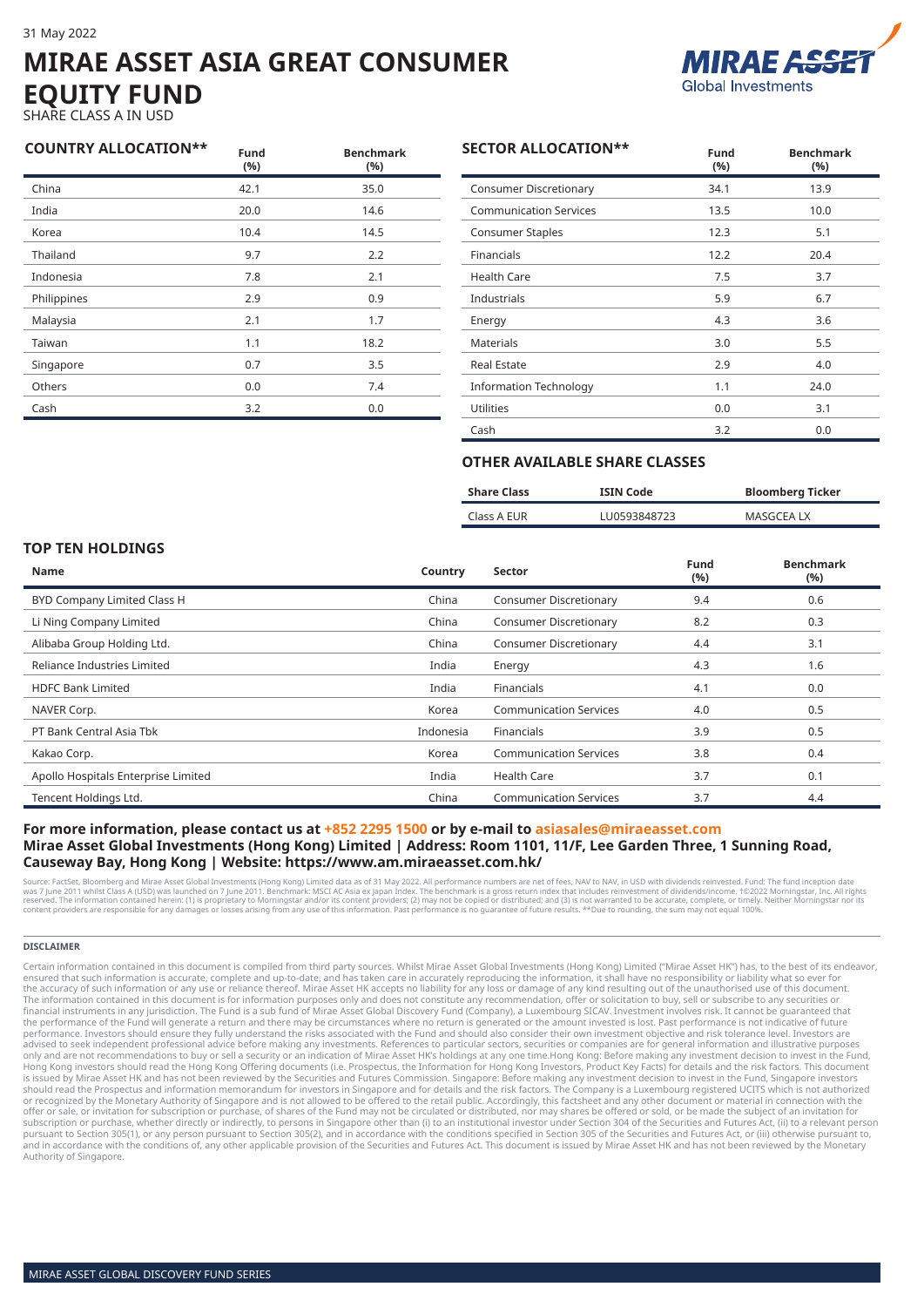31 May 2022

# MIRAE ASSET ASIA GREAT CONSUMER EQUITY FUND

SHARE CLASS A IN USD

## COUNTRY ALLOCATION**

| | Fund (%) | Benchmark (%) |
|---|---|---|
| China | 42.1 | 35.0 |
| India | 20.0 | 14.6 |
| Korea | 10.4 | 14.5 |
| Thailand | 9.7 | 2.2 |
| Indonesia | 7.8 | 2.1 |
| Philippines | 2.9 | 0.9 |
| Malaysia | 2.1 | 1.7 |
| Taiwan | 1.1 | 18.2 |
| Singapore | 0.7 | 3.5 |
| Others | 0.0 | 7.4 |
| Cash | 3.2 | 0.0 |

## SECTOR ALLOCATION**

| | Fund (%) | Benchmark (%) |
|---|---|---|
| Consumer Discretionary | 34.1 | 13.9 |
| Communication Services | 13.5 | 10.0 |
| Consumer Staples | 12.3 | 5.1 |
| Financials | 12.2 | 20.4 |
| Health Care | 7.5 | 3.7 |
| Industrials | 5.9 | 6.7 |
| Energy | 4.3 | 3.6 |
| Materials | 3.0 | 5.5 |
| Real Estate | 2.9 | 4.0 |
| Information Technology | 1.1 | 24.0 |
| Utilities | 0.0 | 3.1 |
| Cash | 3.2 | 0.0 |

## OTHER AVAILABLE SHARE CLASSES

| Share Class | ISIN Code | Bloomberg Ticker |
|---|---|---|
| Class A EUR | LU0593848723 | MASGCEA LX |

## TOP TEN HOLDINGS

| Name | Country | Sector | Fund (%) | Benchmark (%) |
|---|---|---|---|---|
| BYD Company Limited Class H | China | Consumer Discretionary | 9.4 | 0.6 |
| Li Ning Company Limited | China | Consumer Discretionary | 8.2 | 0.3 |
| Alibaba Group Holding Ltd. | China | Consumer Discretionary | 4.4 | 3.1 |
| Reliance Industries Limited | India | Energy | 4.3 | 1.6 |
| HDFC Bank Limited | India | Financials | 4.1 | 0.0 |
| NAVER Corp. | Korea | Communication Services | 4.0 | 0.5 |
| PT Bank Central Asia Tbk | Indonesia | Financials | 3.9 | 0.5 |
| Kakao Corp. | Korea | Communication Services | 3.8 | 0.4 |
| Apollo Hospitals Enterprise Limited | India | Health Care | 3.7 | 0.1 |
| Tencent Holdings Ltd. | China | Communication Services | 3.7 | 4.4 |

**For more information, please contact us at +852 2295 1500 or by e-mail to asiasales@miraeasset.com**

**Mirae Asset Global Investments (Hong Kong) Limited | Address: Room 1101, 11/F, Lee Garden Three, 1 Sunning Road, Causeway Bay, Hong Kong | Website: https://www.am.miraeasset.com.hk/**

Source: FactSet, Bloomberg and Mirae Asset Global Investments (Hong Kong) Limited data as of 31 May 2022. All performance numbers are net of fees, NAV to NAV, in USD with dividends reinvested. Fund: The fund inception date was 7 June 2011 whilst Class A (USD) was launched on 7 June 2011. Benchmark: MSCI AC Asia ex Japan Index. The benchmark is a gross return index that includes reinvestment of dividends/income. †©2022 Morningstar, Inc. All rights reserved. The information contained herein: (1) is proprietary to Morningstar and/or its content providers; (2) may not be copied or distributed; and (3) is not warranted to be accurate, complete, or timely. Neither Morningstar nor its content providers are responsible for any damages or losses arising from any use of this information. Past performance is no guarantee of future results. **Due to rounding, the sum may not equal 100%.

### DISCLAIMER

Certain information contained in this document is compiled from third party sources. Whilst Mirae Asset Global Investments (Hong Kong) Limited ("Mirae Asset HK") has, to the best of its endeavor, ensured that such information is accurate, complete and up-to-date, and has taken care in accurately reproducing the information, it shall have no responsibility or liability what so ever for the accuracy of such information or any use or reliance thereof. Mirae Asset HK accepts no liability for any loss or damage of any kind resulting out of the unauthorised use of this document. The information contained in this document is for information purposes only and does not constitute any recommendation, offer or solicitation to buy, sell or subscribe to any securities or financial instruments in any jurisdiction. The Fund is a sub fund of Mirae Asset Global Discovery Fund (Company), a Luxembourg SICAV. Investment involves risk. It cannot be guaranteed that the performance of the Fund will generate a return and there may be circumstances where no return is generated or the amount invested is lost. Past performance is not indicative of future performance. Investors should ensure they fully understand the risks associated with the Fund and should also consider their own investment objective and risk tolerance level. Investors are advised to seek independent professional advice before making any investments. References to particular sectors, securities or companies are for general information and illustrative purposes only and are not recommendations to buy or sell a security or an indication of Mirae Asset HK's holdings at any one time.Hong Kong: Before making any investment decision to invest in the Fund, Hong Kong investors should read the Hong Kong Offering documents (i.e. Prospectus, the Information for Hong Kong Investors, Product Key Facts) for details and the risk factors. This document is issued by Mirae Asset HK and has not been reviewed by the Securities and Futures Commission. Singapore: Before making any investment decision to invest in the Fund, Singapore investors should read the Prospectus and information memorandum for investors in Singapore and for details and the risk factors. The Company is a Luxembourg registered UCITS which is not authorized or recognized by the Monetary Authority of Singapore and is not allowed to be offered to the retail public. Accordingly, this factsheet and any other document or material in connection with the offer or sale, or invitation for subscription or purchase, of shares of the Fund may not be circulated or distributed, nor may shares be offered or sold, or be made the subject of an invitation for subscription or purchase, whether directly or indirectly, to persons in Singapore other than (i) to an institutional investor under Section 304 of the Securities and Futures Act, (ii) to a relevant person pursuant to Section 305(1), or any person pursuant to Section 305(2), and in accordance with the conditions specified in Section 305 of the Securities and Futures Act, or (iii) otherwise pursuant to, and in accordance with the conditions of, any other applicable provision of the Securities and Futures Act. This document is issued by Mirae Asset HK and has not been reviewed by the Monetary Authority of Singapore.